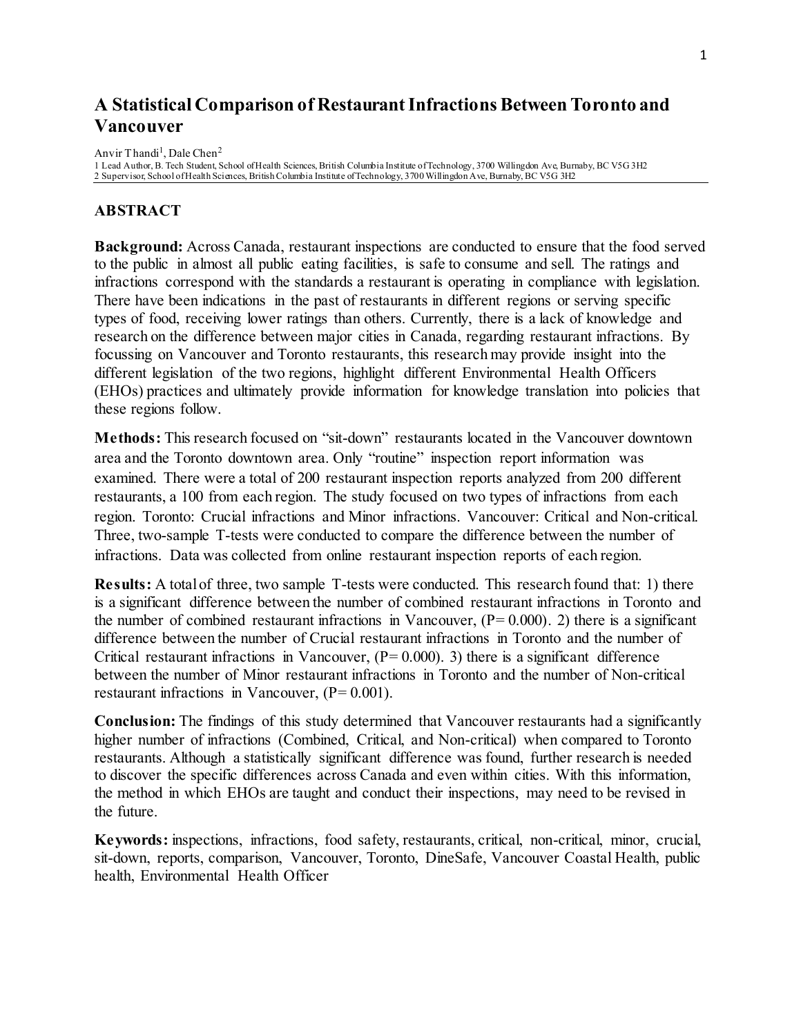# A Statistical Comparison of Restaurant Infractions Between Toronto and Vancouver

Anvir Thandi[1], Dale Chen[2]

1 Lead Author, B. Tech Student, School of Health Sciences, British Columbia Institute of Technology, 3700 Willingdon Ave, Burnaby, BC V5G 3H2
2 Supervisor, School of Health Sciences, British Columbia Institute of Technology, 3700 Willingdon Ave, Burnaby, BC V5G 3H2

## ABSTRACT

**Background:** Across Canada, restaurant inspections are conducted to ensure that the food served to the public in almost all public eating facilities, is safe to consume and sell. The ratings and infractions correspond with the standards a restaurant is operating in compliance with legislation. There have been indications in the past of restaurants in different regions or serving specific types of food, receiving lower ratings than others. Currently, there is a lack of knowledge and research on the difference between major cities in Canada, regarding restaurant infractions. By focussing on Vancouver and Toronto restaurants, this research may provide insight into the different legislation of the two regions, highlight different Environmental Health Officers (EHOs) practices and ultimately provide information for knowledge translation into policies that these regions follow.

**Methods:** This research focused on "sit-down" restaurants located in the Vancouver downtown area and the Toronto downtown area. Only "routine" inspection report information was examined. There were a total of 200 restaurant inspection reports analyzed from 200 different restaurants, a 100 from each region. The study focused on two types of infractions from each region. Toronto: Crucial infractions and Minor infractions. Vancouver: Critical and Non-critical. Three, two-sample T-tests were conducted to compare the difference between the number of infractions. Data was collected from online restaurant inspection reports of each region.

**Results:** A total of three, two sample T-tests were conducted. This research found that: 1) there is a significant difference between the number of combined restaurant infractions in Toronto and the number of combined restaurant infractions in Vancouver, ($P = 0.000$). 2) there is a significant difference between the number of Crucial restaurant infractions in Toronto and the number of Critical restaurant infractions in Vancouver, ($P = 0.000$). 3) there is a significant difference between the number of Minor restaurant infractions in Toronto and the number of Non-critical restaurant infractions in Vancouver, ($P = 0.001$).

**Conclusion:** The findings of this study determined that Vancouver restaurants had a significantly higher number of infractions (Combined, Critical, and Non-critical) when compared to Toronto restaurants. Although a statistically significant difference was found, further research is needed to discover the specific differences across Canada and even within cities. With this information, the method in which EHOs are taught and conduct their inspections, may need to be revised in the future.

**Keywords:** inspections, infractions, food safety, restaurants, critical, non-critical, minor, crucial, sit-down, reports, comparison, Vancouver, Toronto, DineSafe, Vancouver Coastal Health, public health, Environmental Health Officer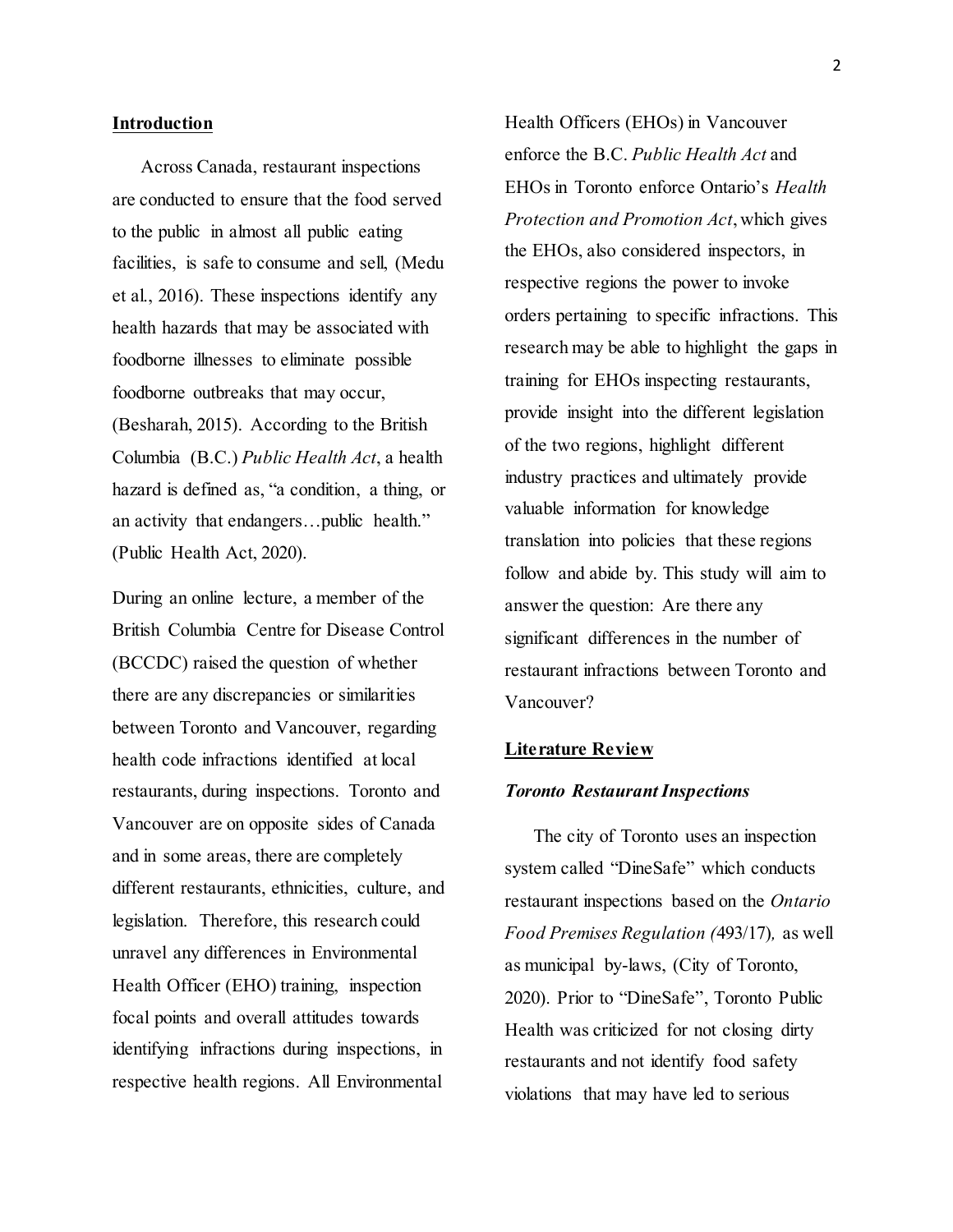## Introduction

Across Canada, restaurant inspections are conducted to ensure that the food served to the public in almost all public eating facilities, is safe to consume and sell, (Medu et al., 2016). These inspections identify any health hazards that may be associated with foodborne illnesses to eliminate possible foodborne outbreaks that may occur, (Besharah, 2015). According to the British Columbia (B.C.) *Public Health Act*, a health hazard is defined as, "a condition, a thing, or an activity that endangers…public health." (Public Health Act, 2020).

During an online lecture, a member of the British Columbia Centre for Disease Control (BCCDC) raised the question of whether there are any discrepancies or similarities between Toronto and Vancouver, regarding health code infractions identified at local restaurants, during inspections. Toronto and Vancouver are on opposite sides of Canada and in some areas, there are completely different restaurants, ethnicities, culture, and legislation. Therefore, this research could unravel any differences in Environmental Health Officer (EHO) training, inspection focal points and overall attitudes towards identifying infractions during inspections, in respective health regions. All Environmental Health Officers (EHOs) in Vancouver enforce the B.C. *Public Health Act* and EHOs in Toronto enforce Ontario's *Health Protection and Promotion Act*, which gives the EHOs, also considered inspectors, in respective regions the power to invoke orders pertaining to specific infractions. This research may be able to highlight the gaps in training for EHOs inspecting restaurants, provide insight into the different legislation of the two regions, highlight different industry practices and ultimately provide valuable information for knowledge translation into policies that these regions follow and abide by. This study will aim to answer the question: Are there any significant differences in the number of restaurant infractions between Toronto and Vancouver?

## Literature Review

### *Toronto Restaurant Inspections*

The city of Toronto uses an inspection system called "DineSafe" which conducts restaurant inspections based on the *Ontario Food Premises Regulation (*493/17)*,* as well as municipal by-laws, (City of Toronto, 2020). Prior to "DineSafe", Toronto Public Health was criticized for not closing dirty restaurants and not identify food safety violations that may have led to serious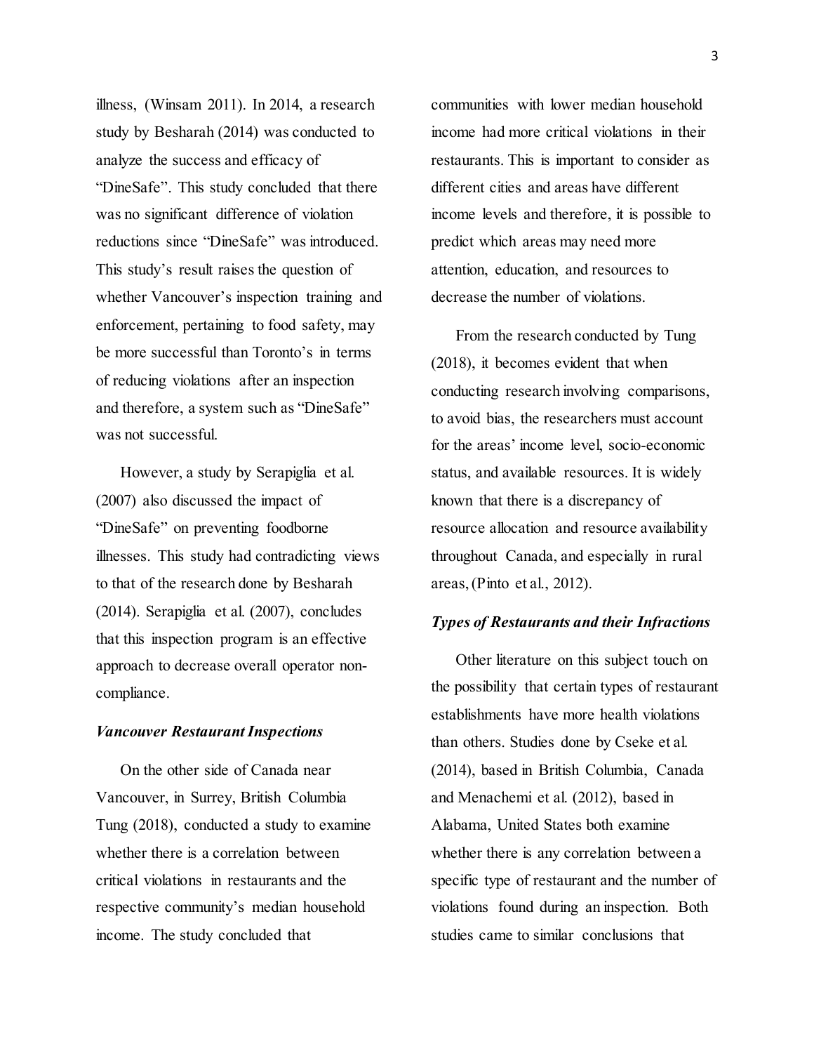illness, (Winsam 2011). In 2014, a research study by Besharah (2014) was conducted to analyze the success and efficacy of "DineSafe". This study concluded that there was no significant difference of violation reductions since "DineSafe" was introduced. This study's result raises the question of whether Vancouver's inspection training and enforcement, pertaining to food safety, may be more successful than Toronto's in terms of reducing violations after an inspection and therefore, a system such as "DineSafe" was not successful.

However, a study by Serapiglia et al. (2007) also discussed the impact of "DineSafe" on preventing foodborne illnesses. This study had contradicting views to that of the research done by Besharah (2014). Serapiglia et al. (2007), concludes that this inspection program is an effective approach to decrease overall operator non-compliance.

### *Vancouver Restaurant Inspections*

On the other side of Canada near Vancouver, in Surrey, British Columbia Tung (2018), conducted a study to examine whether there is a correlation between critical violations in restaurants and the respective community's median household income. The study concluded that communities with lower median household income had more critical violations in their restaurants. This is important to consider as different cities and areas have different income levels and therefore, it is possible to predict which areas may need more attention, education, and resources to decrease the number of violations.

From the research conducted by Tung (2018), it becomes evident that when conducting research involving comparisons, to avoid bias, the researchers must account for the areas' income level, socio-economic status, and available resources. It is widely known that there is a discrepancy of resource allocation and resource availability throughout Canada, and especially in rural areas, (Pinto et al., 2012).

### *Types of Restaurants and their Infractions*

Other literature on this subject touch on the possibility that certain types of restaurant establishments have more health violations than others. Studies done by Cseke et al. (2014), based in British Columbia, Canada and Menachemi et al. (2012), based in Alabama, United States both examine whether there is any correlation between a specific type of restaurant and the number of violations found during an inspection. Both studies came to similar conclusions that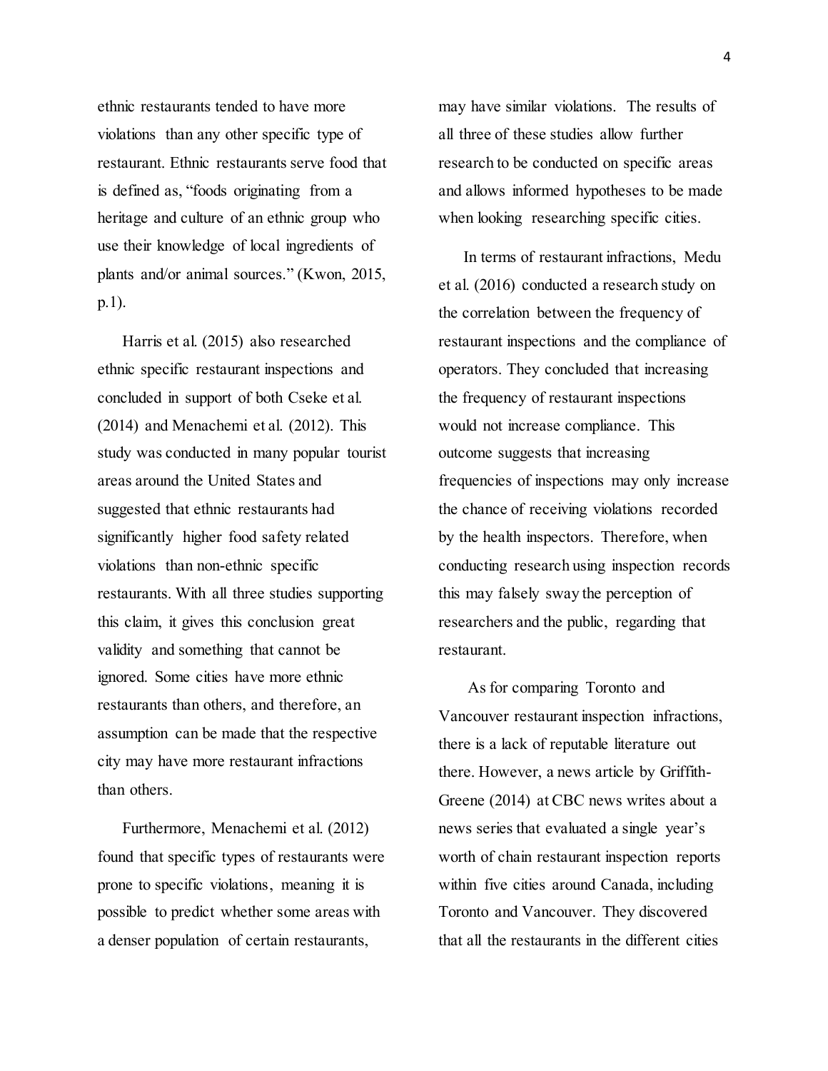ethnic restaurants tended to have more violations than any other specific type of restaurant. Ethnic restaurants serve food that is defined as, "foods originating from a heritage and culture of an ethnic group who use their knowledge of local ingredients of plants and/or animal sources." (Kwon, 2015, p.1).

Harris et al. (2015) also researched ethnic specific restaurant inspections and concluded in support of both Cseke et al. (2014) and Menachemi et al. (2012). This study was conducted in many popular tourist areas around the United States and suggested that ethnic restaurants had significantly higher food safety related violations than non-ethnic specific restaurants. With all three studies supporting this claim, it gives this conclusion great validity and something that cannot be ignored. Some cities have more ethnic restaurants than others, and therefore, an assumption can be made that the respective city may have more restaurant infractions than others.

Furthermore, Menachemi et al. (2012) found that specific types of restaurants were prone to specific violations, meaning it is possible to predict whether some areas with a denser population of certain restaurants, may have similar violations. The results of all three of these studies allow further research to be conducted on specific areas and allows informed hypotheses to be made when looking researching specific cities.

In terms of restaurant infractions, Medu et al. (2016) conducted a research study on the correlation between the frequency of restaurant inspections and the compliance of operators. They concluded that increasing the frequency of restaurant inspections would not increase compliance. This outcome suggests that increasing frequencies of inspections may only increase the chance of receiving violations recorded by the health inspectors. Therefore, when conducting research using inspection records this may falsely sway the perception of researchers and the public, regarding that restaurant.

As for comparing Toronto and Vancouver restaurant inspection infractions, there is a lack of reputable literature out there. However, a news article by Griffith-Greene (2014) at CBC news writes about a news series that evaluated a single year's worth of chain restaurant inspection reports within five cities around Canada, including Toronto and Vancouver. They discovered that all the restaurants in the different cities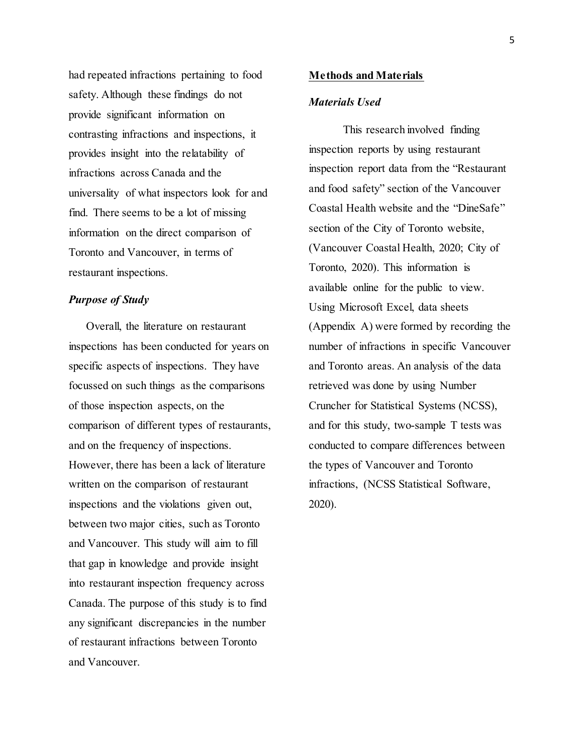had repeated infractions pertaining to food safety. Although these findings do not provide significant information on contrasting infractions and inspections, it provides insight into the relatability of infractions across Canada and the universality of what inspectors look for and find. There seems to be a lot of missing information on the direct comparison of Toronto and Vancouver, in terms of restaurant inspections.

### *Purpose of Study*

Overall, the literature on restaurant inspections has been conducted for years on specific aspects of inspections. They have focussed on such things as the comparisons of those inspection aspects, on the comparison of different types of restaurants, and on the frequency of inspections. However, there has been a lack of literature written on the comparison of restaurant inspections and the violations given out, between two major cities, such as Toronto and Vancouver. This study will aim to fill that gap in knowledge and provide insight into restaurant inspection frequency across Canada. The purpose of this study is to find any significant discrepancies in the number of restaurant infractions between Toronto and Vancouver.

## Methods and Materials

### *Materials Used*

This research involved finding inspection reports by using restaurant inspection report data from the "Restaurant and food safety" section of the Vancouver Coastal Health website and the "DineSafe" section of the City of Toronto website, (Vancouver Coastal Health, 2020; City of Toronto, 2020). This information is available online for the public to view. Using Microsoft Excel, data sheets (Appendix A) were formed by recording the number of infractions in specific Vancouver and Toronto areas. An analysis of the data retrieved was done by using Number Cruncher for Statistical Systems (NCSS), and for this study, two-sample T tests was conducted to compare differences between the types of Vancouver and Toronto infractions, (NCSS Statistical Software, 2020).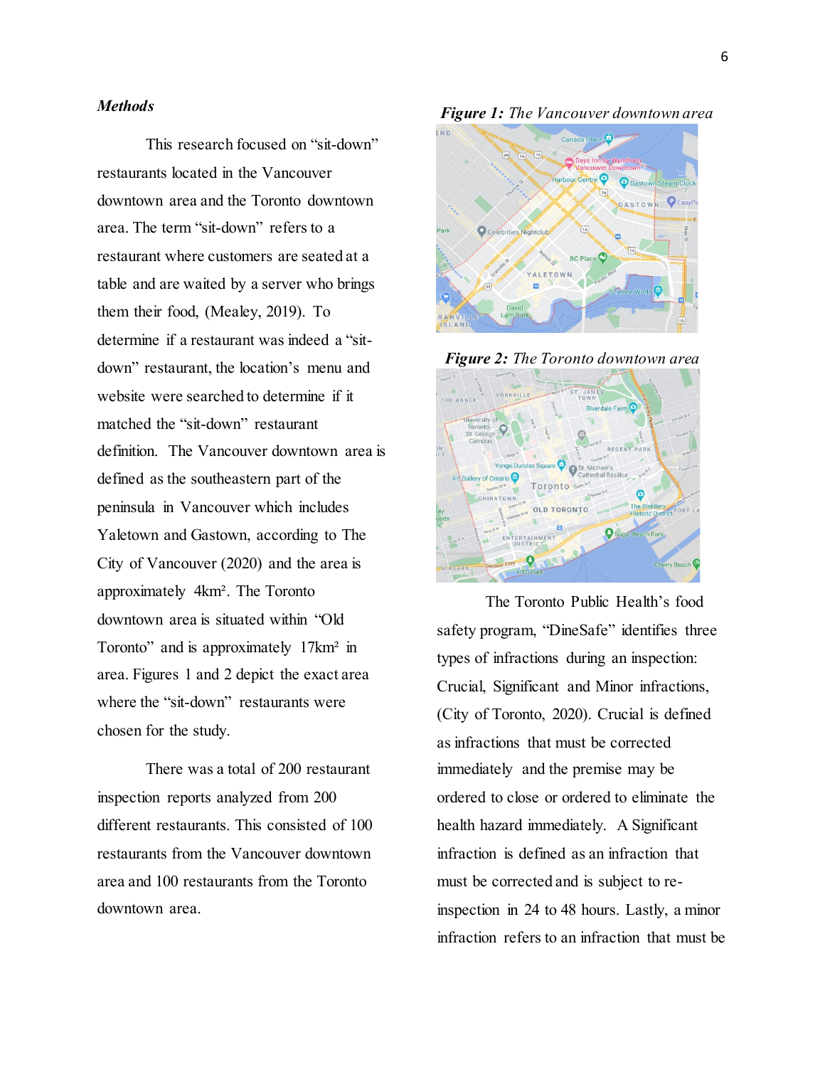### ***Methods***

This research focused on "sit-down" restaurants located in the Vancouver downtown area and the Toronto downtown area. The term "sit-down" refers to a restaurant where customers are seated at a table and are waited by a server who brings them their food, (Mealey, 2019). To determine if a restaurant was indeed a "sit-down" restaurant, the location's menu and website were searched to determine if it matched the "sit-down" restaurant definition. The Vancouver downtown area is defined as the southeastern part of the peninsula in Vancouver which includes Yaletown and Gastown, according to The City of Vancouver (2020) and the area is approximately 4km². The Toronto downtown area is situated within "Old Toronto" and is approximately 17km² in area. Figures 1 and 2 depict the exact area where the "sit-down" restaurants were chosen for the study.

There was a total of 200 restaurant inspection reports analyzed from 200 different restaurants. This consisted of 100 restaurants from the Vancouver downtown area and 100 restaurants from the Toronto downtown area.

***Figure 1:*** *The Vancouver downtown area*

***Figure 2:*** *The Toronto downtown area*

The Toronto Public Health's food safety program, "DineSafe" identifies three types of infractions during an inspection: Crucial, Significant and Minor infractions, (City of Toronto, 2020). Crucial is defined as infractions that must be corrected immediately and the premise may be ordered to close or ordered to eliminate the health hazard immediately. A Significant infraction is defined as an infraction that must be corrected and is subject to re-inspection in 24 to 48 hours. Lastly, a minor infraction refers to an infraction that must be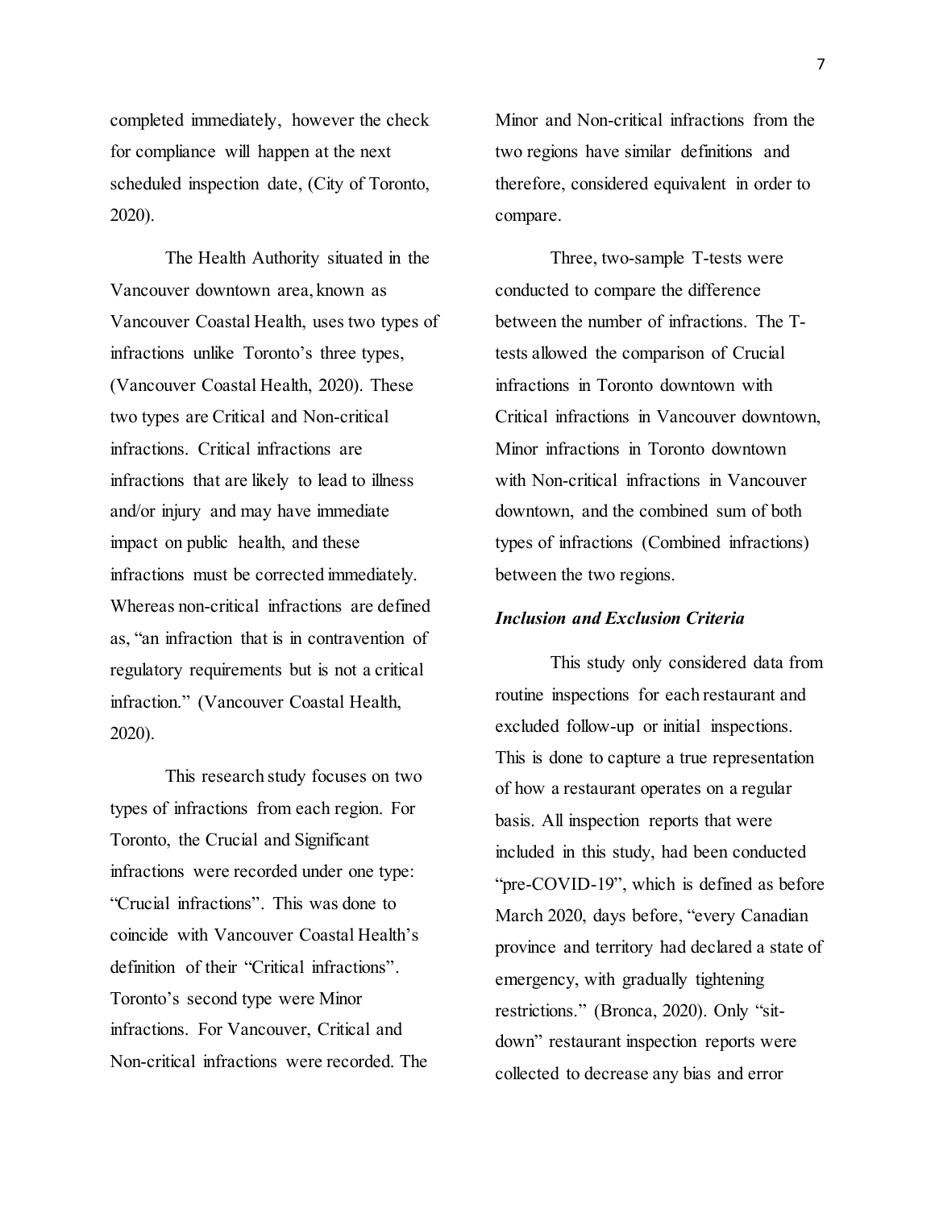completed immediately, however the check for compliance will happen at the next scheduled inspection date, (City of Toronto, 2020).

The Health Authority situated in the Vancouver downtown area, known as Vancouver Coastal Health, uses two types of infractions unlike Toronto's three types, (Vancouver Coastal Health, 2020). These two types are Critical and Non-critical infractions. Critical infractions are infractions that are likely to lead to illness and/or injury and may have immediate impact on public health, and these infractions must be corrected immediately. Whereas non-critical infractions are defined as, "an infraction that is in contravention of regulatory requirements but is not a critical infraction." (Vancouver Coastal Health, 2020).

This research study focuses on two types of infractions from each region. For Toronto, the Crucial and Significant infractions were recorded under one type: "Crucial infractions". This was done to coincide with Vancouver Coastal Health's definition of their "Critical infractions". Toronto's second type were Minor infractions. For Vancouver, Critical and Non-critical infractions were recorded. The Minor and Non-critical infractions from the two regions have similar definitions and therefore, considered equivalent in order to compare.

Three, two-sample T-tests were conducted to compare the difference between the number of infractions. The T-tests allowed the comparison of Crucial infractions in Toronto downtown with Critical infractions in Vancouver downtown, Minor infractions in Toronto downtown with Non-critical infractions in Vancouver downtown, and the combined sum of both types of infractions (Combined infractions) between the two regions.

### *Inclusion and Exclusion Criteria*

This study only considered data from routine inspections for each restaurant and excluded follow-up or initial inspections. This is done to capture a true representation of how a restaurant operates on a regular basis. All inspection reports that were included in this study, had been conducted "pre-COVID-19", which is defined as before March 2020, days before, "every Canadian province and territory had declared a state of emergency, with gradually tightening restrictions." (Bronca, 2020). Only "sit-down" restaurant inspection reports were collected to decrease any bias and error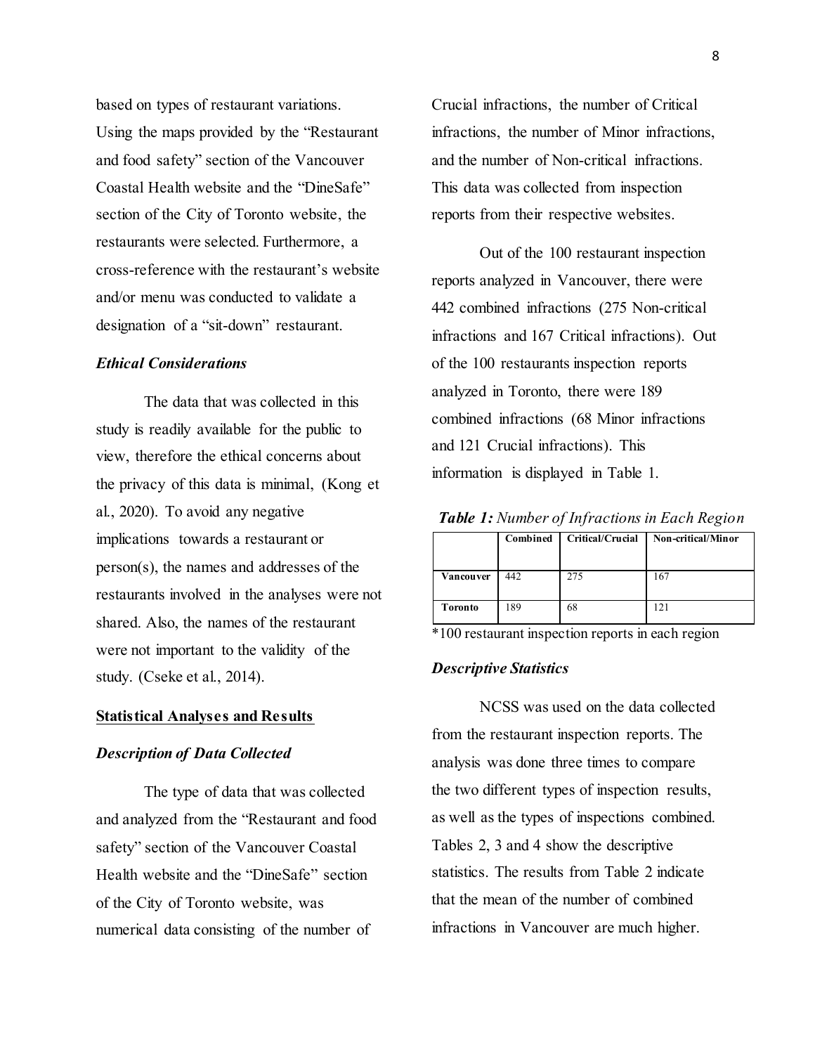based on types of restaurant variations. Using the maps provided by the "Restaurant and food safety" section of the Vancouver Coastal Health website and the "DineSafe" section of the City of Toronto website, the restaurants were selected. Furthermore, a cross-reference with the restaurant's website and/or menu was conducted to validate a designation of a "sit-down" restaurant.

### *Ethical Considerations*

The data that was collected in this study is readily available for the public to view, therefore the ethical concerns about the privacy of this data is minimal, (Kong et al., 2020). To avoid any negative implications towards a restaurant or person(s), the names and addresses of the restaurants involved in the analyses were not shared. Also, the names of the restaurant were not important to the validity of the study. (Cseke et al., 2014).

## Statistical Analyses and Results

### *Description of Data Collected*

The type of data that was collected and analyzed from the "Restaurant and food safety" section of the Vancouver Coastal Health website and the "DineSafe" section of the City of Toronto website, was numerical data consisting of the number of Crucial infractions, the number of Critical infractions, the number of Minor infractions, and the number of Non-critical infractions. This data was collected from inspection reports from their respective websites.

Out of the 100 restaurant inspection reports analyzed in Vancouver, there were 442 combined infractions (275 Non-critical infractions and 167 Critical infractions). Out of the 100 restaurants inspection reports analyzed in Toronto, there were 189 combined infractions (68 Minor infractions and 121 Crucial infractions). This information is displayed in Table 1.

***Table 1:*** *Number of Infractions in Each Region*

| | Combined | Critical/Crucial | Non-critical/Minor |
|---|---|---|---|
| **Vancouver** | 442 | 275 | 167 |
| **Toronto** | 189 | 68 | 121 |

*100 restaurant inspection reports in each region

### *Descriptive Statistics*

NCSS was used on the data collected from the restaurant inspection reports. The analysis was done three times to compare the two different types of inspection results, as well as the types of inspections combined. Tables 2, 3 and 4 show the descriptive statistics. The results from Table 2 indicate that the mean of the number of combined infractions in Vancouver are much higher.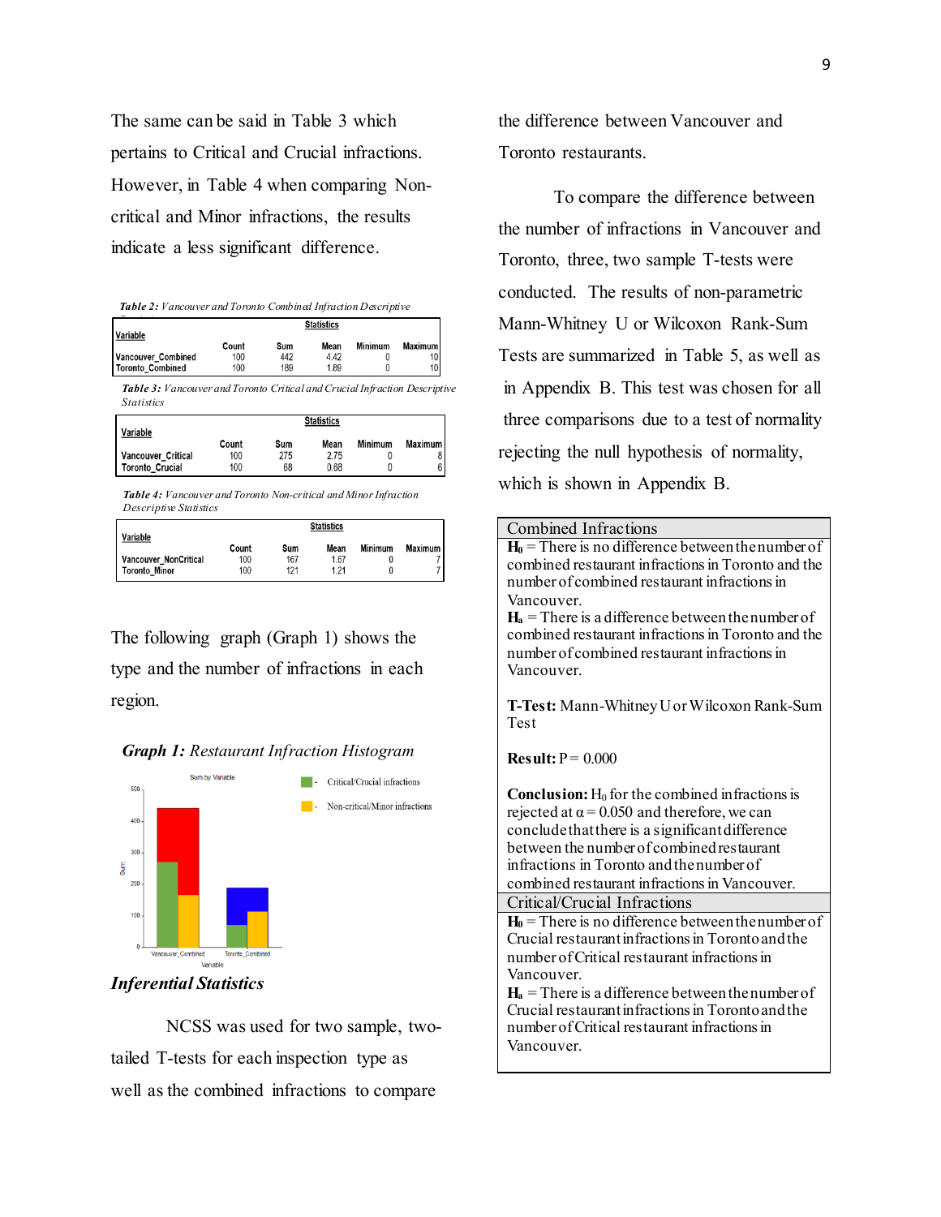The same can be said in Table 3 which pertains to Critical and Crucial infractions. However, in Table 4 when comparing Non-critical and Minor infractions, the results indicate a less significant difference.

***Table 2:*** *Vancouver and Toronto Combined Infraction Descriptive*

| Variable | Count | Sum | Mean | Minimum | Maximum |
|---|---|---|---|---|---|
| Vancouver_Combined | 100 | 442 | 4.42 | 0 | 10 |
| Toronto_Combined | 100 | 189 | 1.89 | 0 | 10 |

***Table 3:*** *Vancouver and Toronto Critical and Crucial Infraction Descriptive Statistics*

| Variable | Count | Sum | Mean | Minimum | Maximum |
|---|---|---|---|---|---|
| Vancouver_Critical | 100 | 275 | 2.75 | 0 | 8 |
| Toronto_Crucial | 100 | 68 | 0.68 | 0 | 6 |

***Table 4:*** *Vancouver and Toronto Non-critical and Minor Infraction Descriptive Statistics*

| Variable | Count | Sum | Mean | Minimum | Maximum |
|---|---|---|---|---|---|
| Vancouver_NonCritical | 100 | 167 | 1.67 | 0 | 7 |
| Toronto_Minor | 100 | 121 | 1.21 | 0 | 7 |

The following graph (Graph 1) shows the type and the number of infractions in each region.

***Graph 1:*** *Restaurant Infraction Histogram*

### *Inferential Statistics*

NCSS was used for two sample, two-tailed T-tests for each inspection type as well as the combined infractions to compare the difference between Vancouver and Toronto restaurants.

To compare the difference between the number of infractions in Vancouver and Toronto, three, two sample T-tests were conducted. The results of non-parametric Mann-Whitney U or Wilcoxon Rank-Sum Tests are summarized in Table 5, as well as in Appendix B. This test was chosen for all three comparisons due to a test of normality rejecting the null hypothesis of normality, which is shown in Appendix B.

| Combined Infractions |
|---|
| **$H_0$** = There is no difference between the number of combined restaurant infractions in Toronto and the number of combined restaurant infractions in Vancouver.<br>**$H_a$** = There is a difference between the number of combined restaurant infractions in Toronto and the number of combined restaurant infractions in Vancouver.<br><br>**T-Test:** Mann-Whitney U or Wilcoxon Rank-Sum Test<br><br>**Result:** P = 0.000<br><br>**Conclusion:** $H_0$ for the combined infractions is rejected at $\alpha = 0.050$ and therefore, we can conclude that there is a significant difference between the number of combined restaurant infractions in Toronto and the number of combined restaurant infractions in Vancouver. |
| Critical/Crucial Infractions |
| **$H_0$** = There is no difference between the number of Crucial restaurant infractions in Toronto and the number of Critical restaurant infractions in Vancouver.<br>**$H_a$** = There is a difference between the number of Crucial restaurant infractions in Toronto and the number of Critical restaurant infractions in Vancouver. |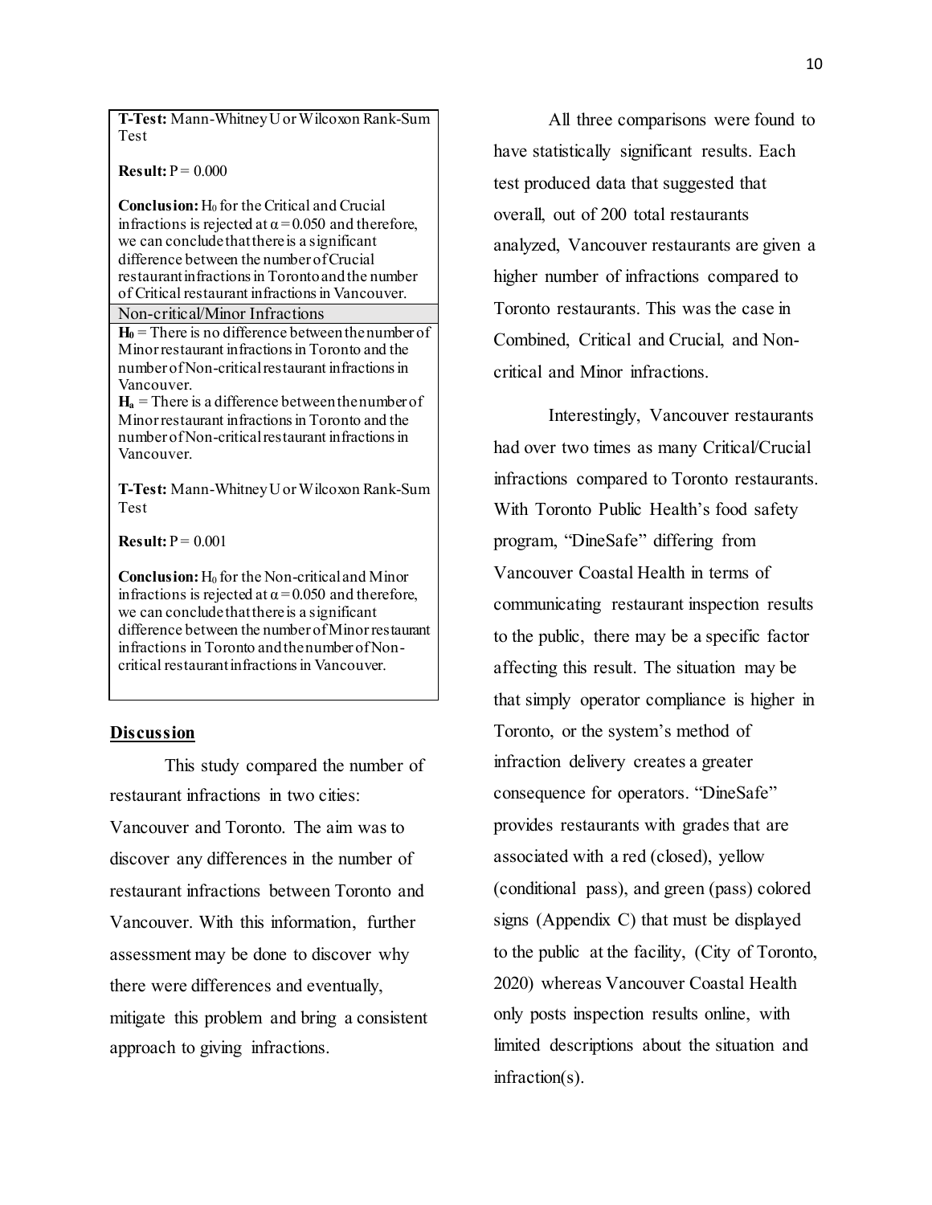**T-Test:** Mann-Whitney U or Wilcoxon Rank-Sum Test

**Result:** P = 0.000

**Conclusion:** $H_0$ for the Critical and Crucial infractions is rejected at $\alpha = 0.050$ and therefore, we can conclude that there is a significant difference between the number of Crucial restaurant infractions in Toronto and the number of Critical restaurant infractions in Vancouver.

Non-critical/Minor Infractions

$H_0$ = There is no difference between the number of Minor restaurant infractions in Toronto and the number of Non-critical restaurant infractions in Vancouver.
$H_a$ = There is a difference between the number of Minor restaurant infractions in Toronto and the number of Non-critical restaurant infractions in Vancouver.

**T-Test:** Mann-Whitney U or Wilcoxon Rank-Sum Test

**Result:** P = 0.001

**Conclusion:** $H_0$ for the Non-critical and Minor infractions is rejected at $\alpha = 0.050$ and therefore, we can conclude that there is a significant difference between the number of Minor restaurant infractions in Toronto and the number of Non-critical restaurant infractions in Vancouver.

## Discussion

This study compared the number of restaurant infractions in two cities: Vancouver and Toronto. The aim was to discover any differences in the number of restaurant infractions between Toronto and Vancouver. With this information, further assessment may be done to discover why there were differences and eventually, mitigate this problem and bring a consistent approach to giving infractions.

All three comparisons were found to have statistically significant results. Each test produced data that suggested that overall, out of 200 total restaurants analyzed, Vancouver restaurants are given a higher number of infractions compared to Toronto restaurants. This was the case in Combined, Critical and Crucial, and Non-critical and Minor infractions.

Interestingly, Vancouver restaurants had over two times as many Critical/Crucial infractions compared to Toronto restaurants. With Toronto Public Health's food safety program, "DineSafe" differing from Vancouver Coastal Health in terms of communicating restaurant inspection results to the public, there may be a specific factor affecting this result. The situation may be that simply operator compliance is higher in Toronto, or the system's method of infraction delivery creates a greater consequence for operators. "DineSafe" provides restaurants with grades that are associated with a red (closed), yellow (conditional pass), and green (pass) colored signs (Appendix C) that must be displayed to the public at the facility, (City of Toronto, 2020) whereas Vancouver Coastal Health only posts inspection results online, with limited descriptions about the situation and infraction(s).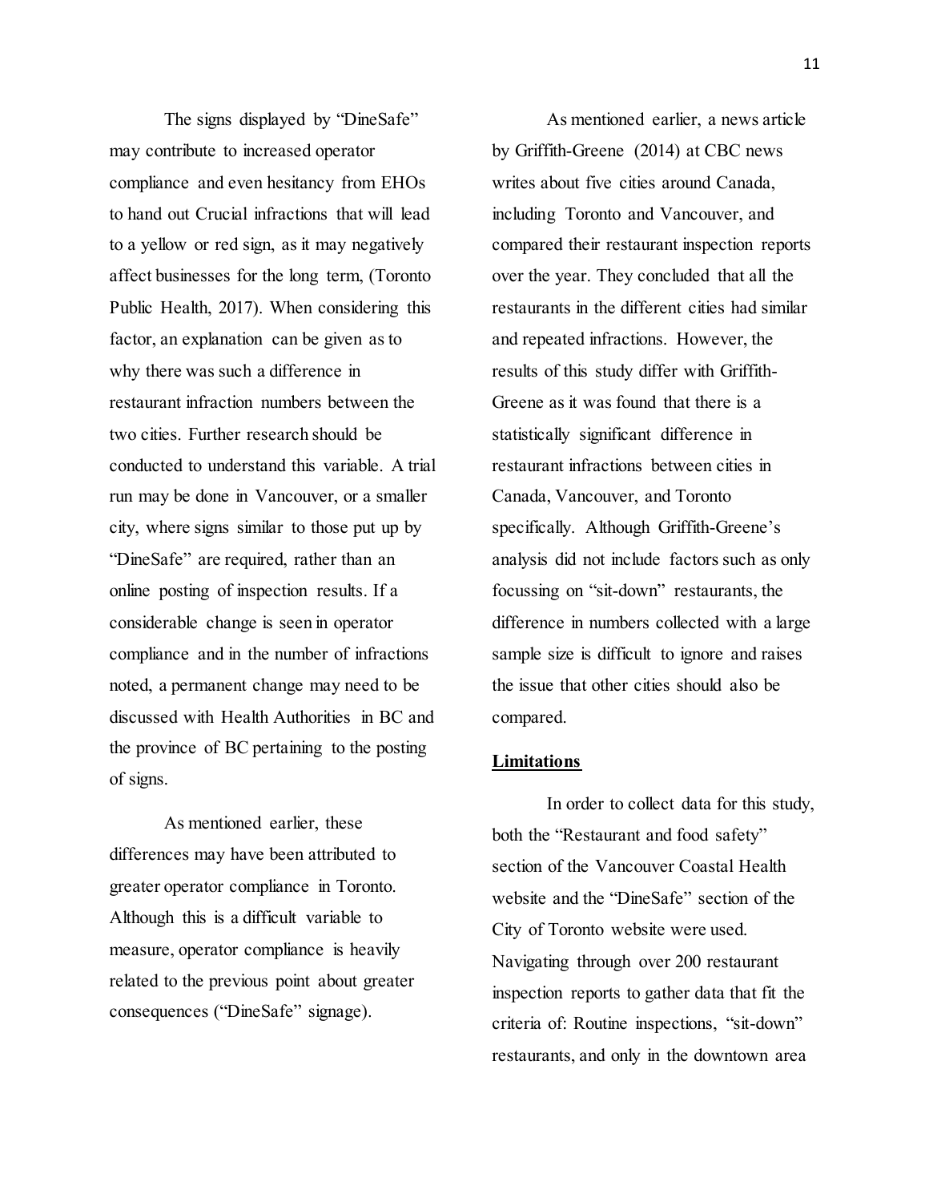The signs displayed by "DineSafe" may contribute to increased operator compliance and even hesitancy from EHOs to hand out Crucial infractions that will lead to a yellow or red sign, as it may negatively affect businesses for the long term, (Toronto Public Health, 2017). When considering this factor, an explanation can be given as to why there was such a difference in restaurant infraction numbers between the two cities. Further research should be conducted to understand this variable. A trial run may be done in Vancouver, or a smaller city, where signs similar to those put up by "DineSafe" are required, rather than an online posting of inspection results. If a considerable change is seen in operator compliance and in the number of infractions noted, a permanent change may need to be discussed with Health Authorities in BC and the province of BC pertaining to the posting of signs.

As mentioned earlier, these differences may have been attributed to greater operator compliance in Toronto. Although this is a difficult variable to measure, operator compliance is heavily related to the previous point about greater consequences ("DineSafe" signage).

As mentioned earlier, a news article by Griffith-Greene (2014) at CBC news writes about five cities around Canada, including Toronto and Vancouver, and compared their restaurant inspection reports over the year. They concluded that all the restaurants in the different cities had similar and repeated infractions. However, the results of this study differ with Griffith-Greene as it was found that there is a statistically significant difference in restaurant infractions between cities in Canada, Vancouver, and Toronto specifically. Although Griffith-Greene's analysis did not include factors such as only focussing on "sit-down" restaurants, the difference in numbers collected with a large sample size is difficult to ignore and raises the issue that other cities should also be compared.

## Limitations

In order to collect data for this study, both the "Restaurant and food safety" section of the Vancouver Coastal Health website and the "DineSafe" section of the City of Toronto website were used. Navigating through over 200 restaurant inspection reports to gather data that fit the criteria of: Routine inspections, "sit-down" restaurants, and only in the downtown area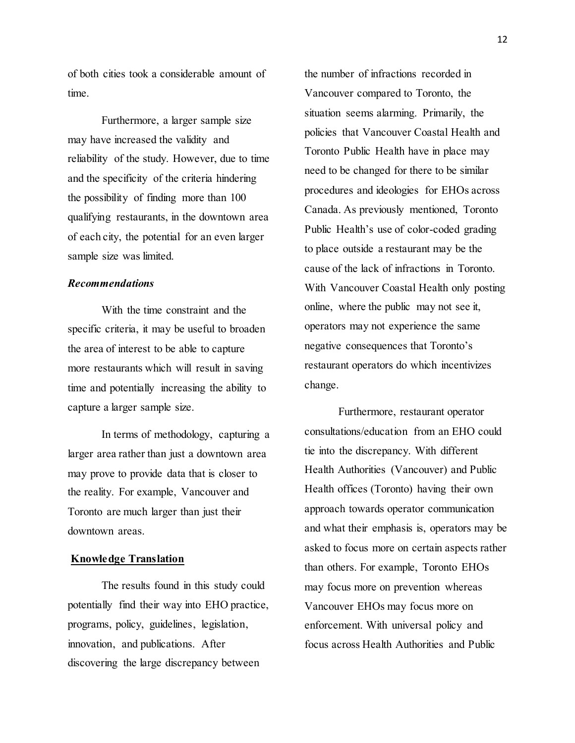of both cities took a considerable amount of time.

Furthermore, a larger sample size may have increased the validity and reliability of the study. However, due to time and the specificity of the criteria hindering the possibility of finding more than 100 qualifying restaurants, in the downtown area of each city, the potential for an even larger sample size was limited.

### *Recommendations*

With the time constraint and the specific criteria, it may be useful to broaden the area of interest to be able to capture more restaurants which will result in saving time and potentially increasing the ability to capture a larger sample size.

In terms of methodology, capturing a larger area rather than just a downtown area may prove to provide data that is closer to the reality. For example, Vancouver and Toronto are much larger than just their downtown areas.

## Knowledge Translation

The results found in this study could potentially find their way into EHO practice, programs, policy, guidelines, legislation, innovation, and publications. After discovering the large discrepancy between the number of infractions recorded in Vancouver compared to Toronto, the situation seems alarming. Primarily, the policies that Vancouver Coastal Health and Toronto Public Health have in place may need to be changed for there to be similar procedures and ideologies for EHOs across Canada. As previously mentioned, Toronto Public Health's use of color-coded grading to place outside a restaurant may be the cause of the lack of infractions in Toronto. With Vancouver Coastal Health only posting online, where the public may not see it, operators may not experience the same negative consequences that Toronto's restaurant operators do which incentivizes change.

Furthermore, restaurant operator consultations/education from an EHO could tie into the discrepancy. With different Health Authorities (Vancouver) and Public Health offices (Toronto) having their own approach towards operator communication and what their emphasis is, operators may be asked to focus more on certain aspects rather than others. For example, Toronto EHOs may focus more on prevention whereas Vancouver EHOs may focus more on enforcement. With universal policy and focus across Health Authorities and Public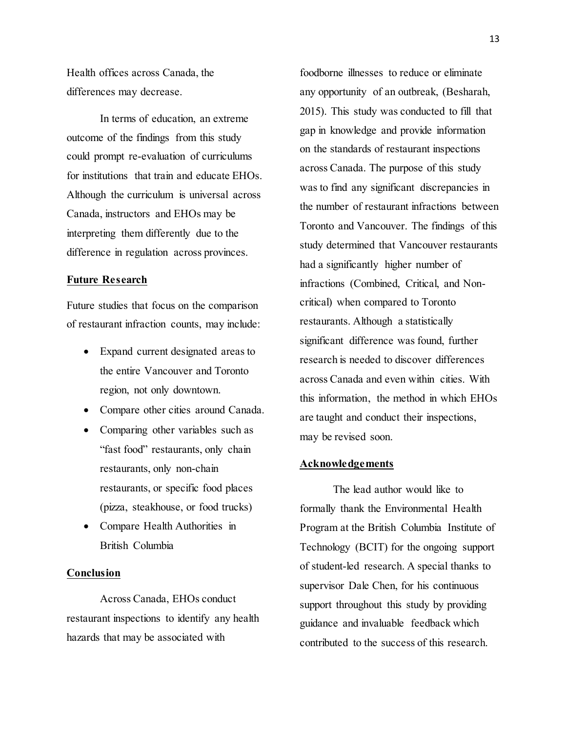Health offices across Canada, the differences may decrease.

In terms of education, an extreme outcome of the findings from this study could prompt re-evaluation of curriculums for institutions that train and educate EHOs. Although the curriculum is universal across Canada, instructors and EHOs may be interpreting them differently due to the difference in regulation across provinces.

## Future Research

Future studies that focus on the comparison of restaurant infraction counts, may include:

- Expand current designated areas to the entire Vancouver and Toronto region, not only downtown.
- Compare other cities around Canada.
- Comparing other variables such as "fast food" restaurants, only chain restaurants, only non-chain restaurants, or specific food places (pizza, steakhouse, or food trucks)
- Compare Health Authorities in British Columbia

## Conclusion

Across Canada, EHOs conduct restaurant inspections to identify any health hazards that may be associated with foodborne illnesses to reduce or eliminate any opportunity of an outbreak, (Besharah, 2015). This study was conducted to fill that gap in knowledge and provide information on the standards of restaurant inspections across Canada. The purpose of this study was to find any significant discrepancies in the number of restaurant infractions between Toronto and Vancouver. The findings of this study determined that Vancouver restaurants had a significantly higher number of infractions (Combined, Critical, and Non-critical) when compared to Toronto restaurants. Although a statistically significant difference was found, further research is needed to discover differences across Canada and even within cities. With this information, the method in which EHOs are taught and conduct their inspections, may be revised soon.

## Acknowledgements

The lead author would like to formally thank the Environmental Health Program at the British Columbia Institute of Technology (BCIT) for the ongoing support of student-led research. A special thanks to supervisor Dale Chen, for his continuous support throughout this study by providing guidance and invaluable feedback which contributed to the success of this research.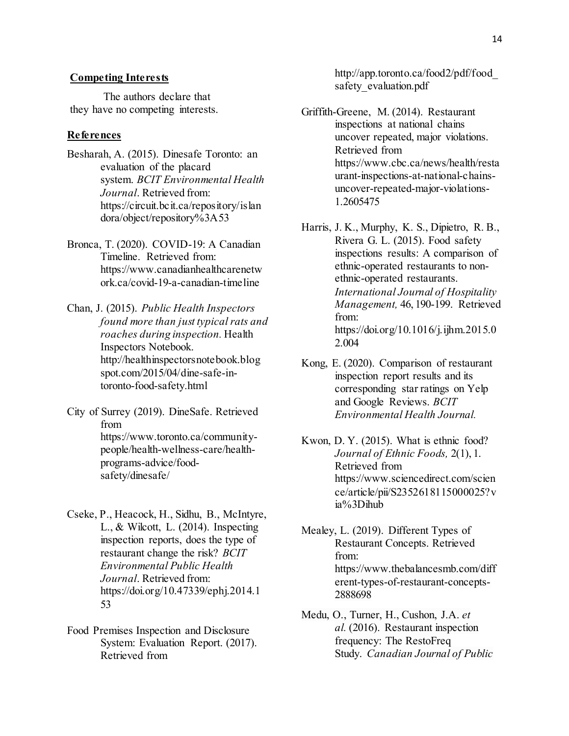## Competing Interests

The authors declare that they have no competing interests.

## References

Besharah, A. (2015). Dinesafe Toronto: an evaluation of the placard system. *BCIT Environmental Health Journal*. Retrieved from: https://circuit.bcit.ca/repository/islandora/object/repository%3A53

Bronca, T. (2020). COVID-19: A Canadian Timeline. Retrieved from: https://www.canadianhealthcarenetwork.ca/covid-19-a-canadian-timeline

Chan, J. (2015). *Public Health Inspectors found more than just typical rats and roaches during inspection.* Health Inspectors Notebook. http://healthinspectorsnotebook.blogspot.com/2015/04/dine-safe-in-toronto-food-safety.html

City of Surrey (2019). DineSafe. Retrieved from https://www.toronto.ca/community-people/health-wellness-care/health-programs-advice/food-safety/dinesafe/

Cseke, P., Heacock, H., Sidhu, B., McIntyre, L., & Wilcott, L. (2014). Inspecting inspection reports, does the type of restaurant change the risk? *BCIT Environmental Public Health Journal*. Retrieved from: https://doi.org/10.47339/ephj.2014.153

Food Premises Inspection and Disclosure System: Evaluation Report. (2017). Retrieved from http://app.toronto.ca/food2/pdf/food_safety_evaluation.pdf

Griffith-Greene, M. (2014). Restaurant inspections at national chains uncover repeated, major violations. Retrieved from https://www.cbc.ca/news/health/restaurant-inspections-at-national-chains-uncover-repeated-major-violations-1.2605475

Harris, J. K., Murphy, K. S., Dipietro, R. B., Rivera G. L. (2015). Food safety inspections results: A comparison of ethnic-operated restaurants to non-ethnic-operated restaurants. *International Journal of Hospitality Management,* 46, 190-199. Retrieved from: https://doi.org/10.1016/j.ijhm.2015.02.004

Kong, E. (2020). Comparison of restaurant inspection report results and its corresponding star ratings on Yelp and Google Reviews. *BCIT Environmental Health Journal.*

Kwon, D. Y. (2015). What is ethnic food? *Journal of Ethnic Foods,* 2(1), 1. Retrieved from https://www.sciencedirect.com/science/article/pii/S2352618115000025?via%3Dihub

Mealey, L. (2019). Different Types of Restaurant Concepts. Retrieved from: https://www.thebalancesmb.com/different-types-of-restaurant-concepts-2888698

Medu, O., Turner, H., Cushon, J.A. *et al.* (2016). Restaurant inspection frequency: The RestoFreq Study. *Canadian Journal of Public*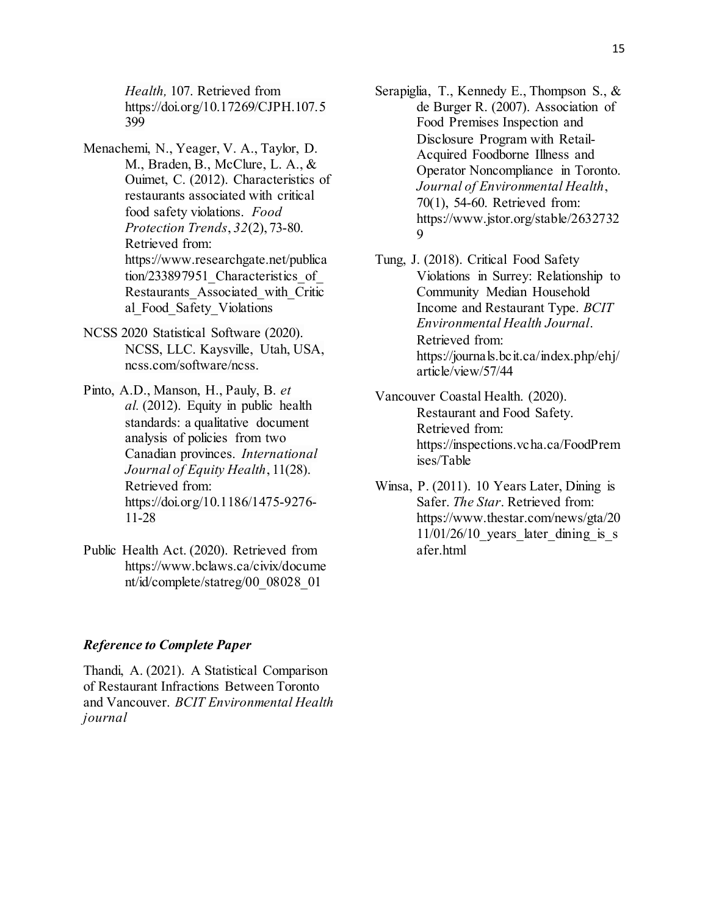*Health,* 107. Retrieved from https://doi.org/10.17269/CJPH.107.5399

Menachemi, N., Yeager, V. A., Taylor, D. M., Braden, B., McClure, L. A., & Ouimet, C. (2012). Characteristics of restaurants associated with critical food safety violations. *Food Protection Trends*, *32*(2), 73-80. Retrieved from: https://www.researchgate.net/publication/233897951_Characteristics_of_Restaurants_Associated_with_Critical_Food_Safety_Violations

NCSS 2020 Statistical Software (2020). NCSS, LLC. Kaysville, Utah, USA, ncss.com/software/ncss.

Pinto, A.D., Manson, H., Pauly, B. *et al.* (2012). Equity in public health standards: a qualitative document analysis of policies from two Canadian provinces. *International Journal of Equity Health*, 11(28). Retrieved from: https://doi.org/10.1186/1475-9276-11-28

Public Health Act. (2020). Retrieved from https://www.bclaws.ca/civix/document/id/complete/statreg/00_08028_01

Serapiglia, T., Kennedy E., Thompson S., & de Burger R. (2007). Association of Food Premises Inspection and Disclosure Program with Retail-Acquired Foodborne Illness and Operator Noncompliance in Toronto. *Journal of Environmental Health*, 70(1), 54-60. Retrieved from: https://www.jstor.org/stable/26327329

Tung, J. (2018). Critical Food Safety Violations in Surrey: Relationship to Community Median Household Income and Restaurant Type. *BCIT Environmental Health Journal*. Retrieved from: https://journals.bcit.ca/index.php/ehj/article/view/57/44

Vancouver Coastal Health. (2020). Restaurant and Food Safety. Retrieved from: https://inspections.vcha.ca/FoodPremises/Table

Winsa, P. (2011). 10 Years Later, Dining is Safer. *The Star*. Retrieved from: https://www.thestar.com/news/gta/2011/01/26/10_years_later_dining_is_safer.html

### *Reference to Complete Paper*

Thandi, A. (2021). A Statistical Comparison of Restaurant Infractions Between Toronto and Vancouver. *BCIT Environmental Health journal*